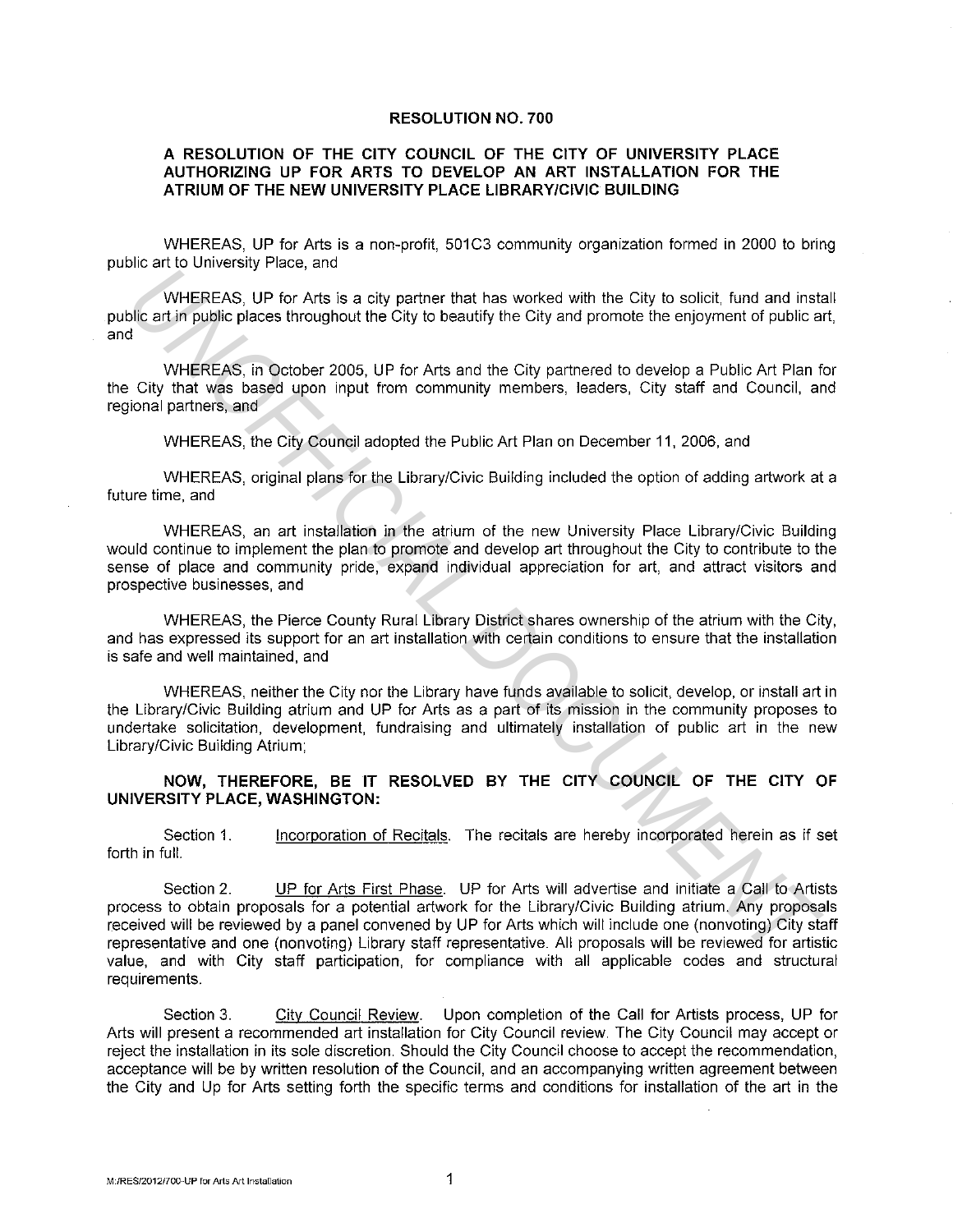# RESOLUTION NO. 700

## A RESOLUTION OF THE CITY COUNCIL OF THE CITY OF UNIVERSITY PLACE AUTHORIZING UP FOR ARTS TO DEVELOP AN ART INSTALLATION FOR THE ATRIUM OF THE NEW UNIVERSITY PLACE LIBRARY/CIVIC BUILDING

WHEREAS, UP for Arts is a non-profit, 501C3 community organization formed in 2000 to bring public art to University Place, and

WHEREAS, UP for Arts is a city partner that has worked with the City to solicit, fund and install public art in public places throughout the City to beautify the City and promote the enjoyment of public art, and

WHEREAS, in October 2005, UP for Arts and the City partnered to develop a Public Art Plan for the City that was based upon input from community members, leaders, City staff and Council, and regional partners, and

WHEREAS, the City Council adopted the Public Art Plan on December 11, 2006, and

WHEREAS, original plans for the Library/Civic Building included the option of adding artwork at a future time, and

WHEREAS, an art installation in the atrium of the new University Place Library/Civic Building would continue to implement the plan to promote and develop art throughout the City to contribute to the sense of place and community pride, expand individual appreciation for art, and attract visitors and prospective businesses, and

WHEREAS, the Pierce County Rural Library District shares ownership of the atrium with the City, and has expressed its support for an art installation with certain conditions to ensure that the installation is safe and well maintained, and

WHEREAS, neither the City nor the Library have funds available to solicit, develop, or install art in the Library/Civic Building atrium and UP for Arts as a part of its mission in the community proposes to undertake solicitation, development, fundraising and ultimately installation of public art in the new Library/Civic Building Atrium;

**NOW, THEREFORE, BE IT RESOLVED BY THE CITY COUNCIL OF THE CITY OF UNIVERSITY PLACE, WASHINGTON:**

Section 1. Incorporation of Recitals. The recitals are hereby incorporated herein as if set forth in full.

Section 2. UP for Arts First Phase. UP for Arts will advertise and initiate a Call to Artists process to obtain proposals for a potential artwork for the Library/Civic Building atrium. Any proposals received will be reviewed by a panel convened by UP for Arts which will include one (nonvoting) City staff representative and one (nonvoting) Library staff representative. All proposals will be reviewed for artistic value, and with City staff participation, for compliance with all applicable codes and structural requirements.

Section 3. City Council Review. Upon completion of the Call for Artists process, UP for Arts will present a recommended art installation for City Council review. The City Council may accept or reject the installation in its sole discretion. Should the City Council choose to accept the recommendation, acceptance will be by written resolution of the Council, and an accompanying written agreement between the City and Up for Arts setting forth the specific terms and conditions for installation of the art in the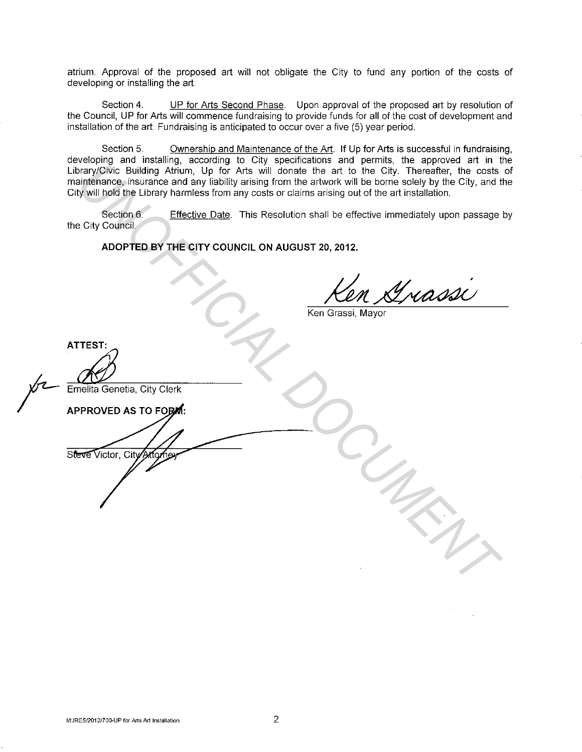atrium. Approval of the proposed art will not obligate the City to fund any portion of the costs of developing or installing the art.

Section 4. UP for Arts Second Phase. Upon approval of the proposed art by resolution of the Council, UP for Arts will commence fundraising to provide funds for all of the cost of development and installation of the art. Fundraising is anticipated to occur over a five (5) year period.

Section 5. Ownership and Maintenance of the Art. If Up for Arts is successful in fundraising, developing and installing, according to City specifications and permits, the approved art in the Library/Civic Building Atrium, Up for Arts will donate the art to the City. Thereafter, the costs of maintenance, insurance and any liability arising from the artwork will be borne solely by the City, and the City will hold the Library harmless from any costs or claims arising out of the art installation.

Section 6. Effective Date. This Resolution shall be effective immediately upon passage by the City Council.

**ADOPTED BY THE CITY COUNCIL ON AUGUST 20, 2012.**

Ken Grassi

Ken Grassi, Mayor

**ATTEST:**

Emelita Genetia, City Clerk

**APPROVED AS TO FORM:**

Steve Victor, City Attorney

UNOFFICIAL DOCUMENT

M:/RES/2012/700-UP for Arts Art Installation